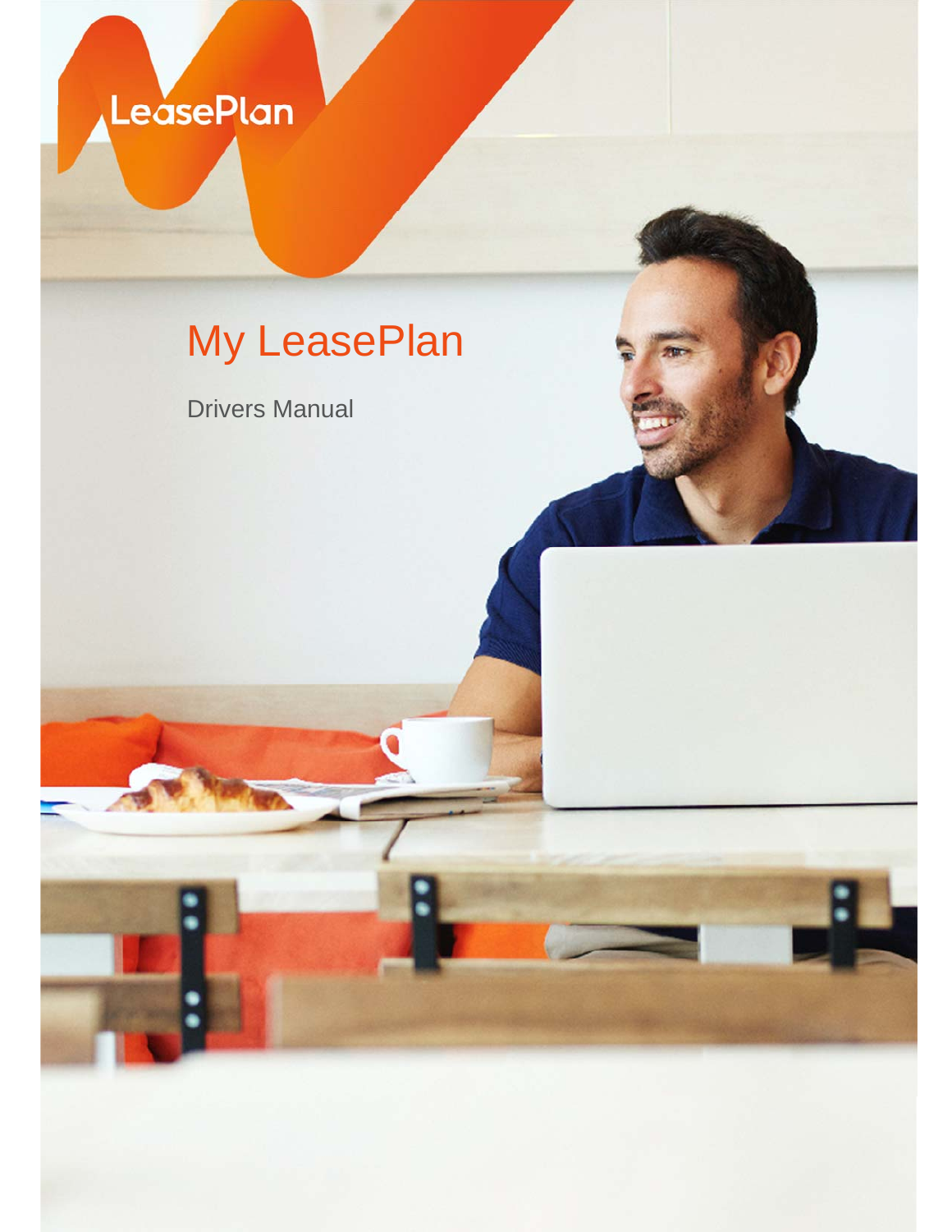LeasePlan

# My LeasePlan

Drivers Manual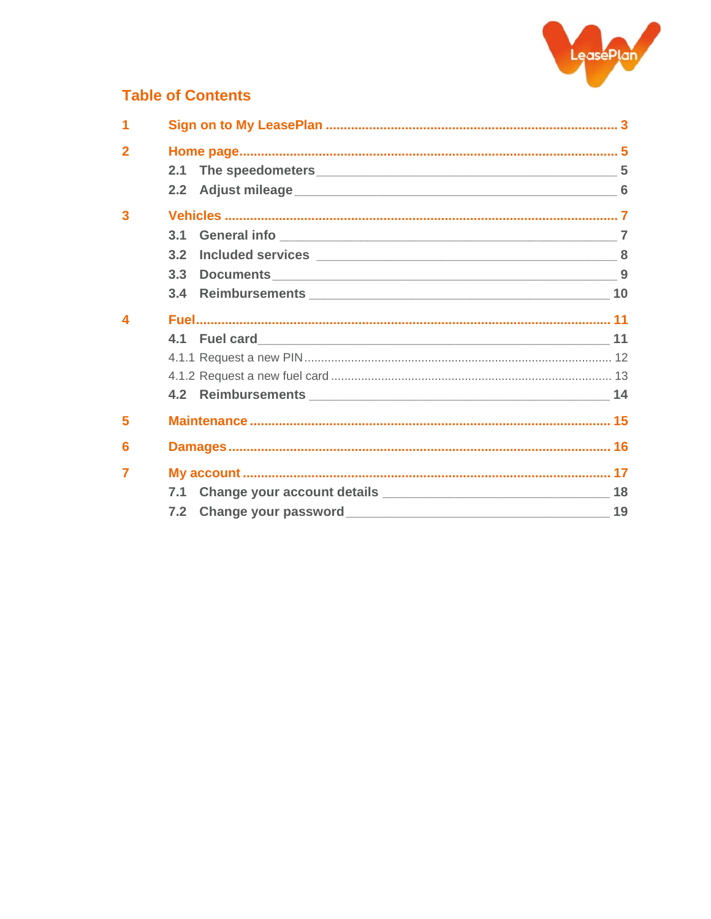## Table of Contents

1 Sign on to My LeasePlan ... 3

2 Home page ... 5

- 2.1 The speedometers ... 5
- 2.2 Adjust mileage ... 6

3 Vehicles ... 7

- 3.1 General info ... 7
- 3.2 Included services ... 8
- 3.3 Documents ... 9
- 3.4 Reimbursements ... 10

4 Fuel ... 11

- 4.1 Fuel card ... 11
  - 4.1.1 Request a new PIN ... 12
  - 4.1.2 Request a new fuel card ... 13
- 4.2 Reimbursements ... 14

5 Maintenance ... 15

6 Damages ... 16

7 My account ... 17

- 7.1 Change your account details ... 18
- 7.2 Change your password ... 19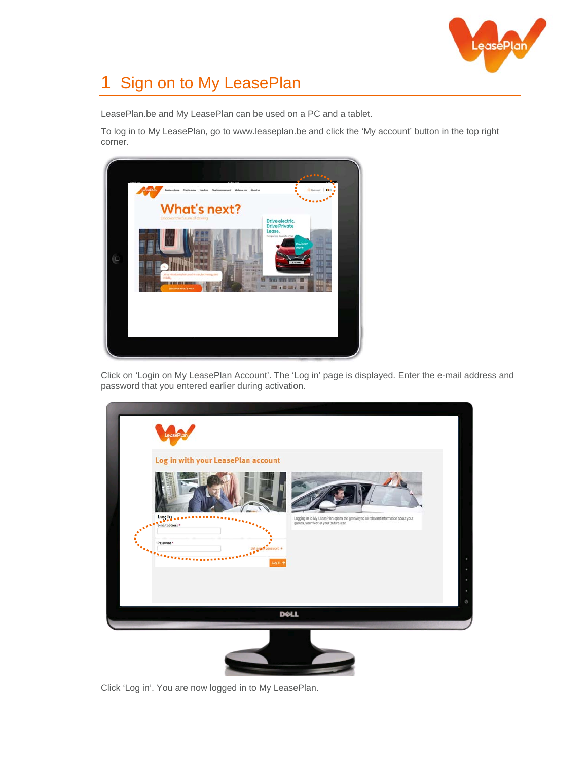# 1 Sign on to My LeasePlan

LeasePlan.be and My LeasePlan can be used on a PC and a tablet.

To log in to My LeasePlan, go to www.leaseplan.be and click the 'My account' button in the top right corner.

Click on 'Login on My LeasePlan Account'. The 'Log in' page is displayed. Enter the e-mail address and password that you entered earlier during activation.

Click 'Log in'. You are now logged in to My LeasePlan.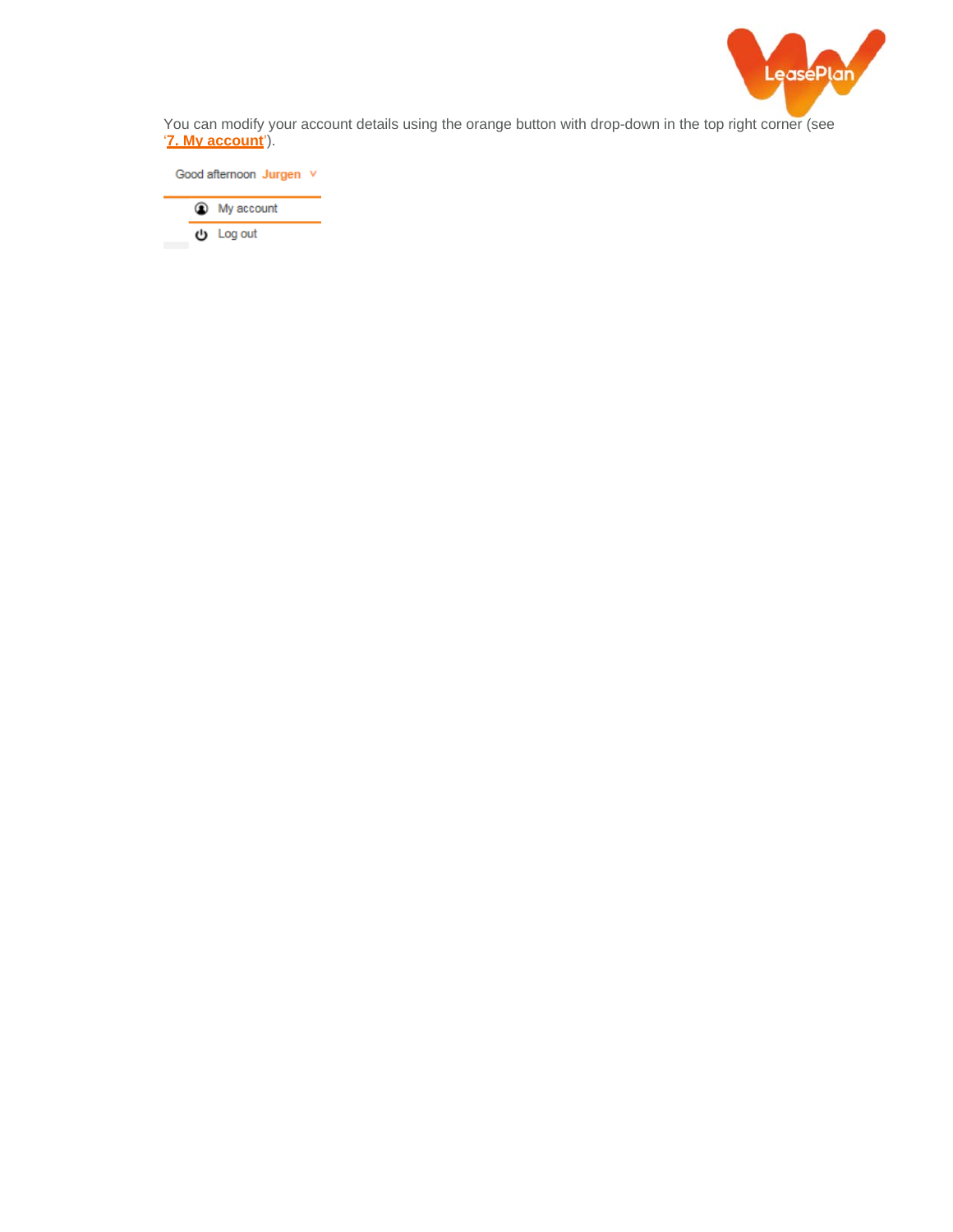You can modify your account details using the orange button with drop-down in the top right corner (see '**7. My account**').

Good afternoon **Jurgen** ∨

My account

Log out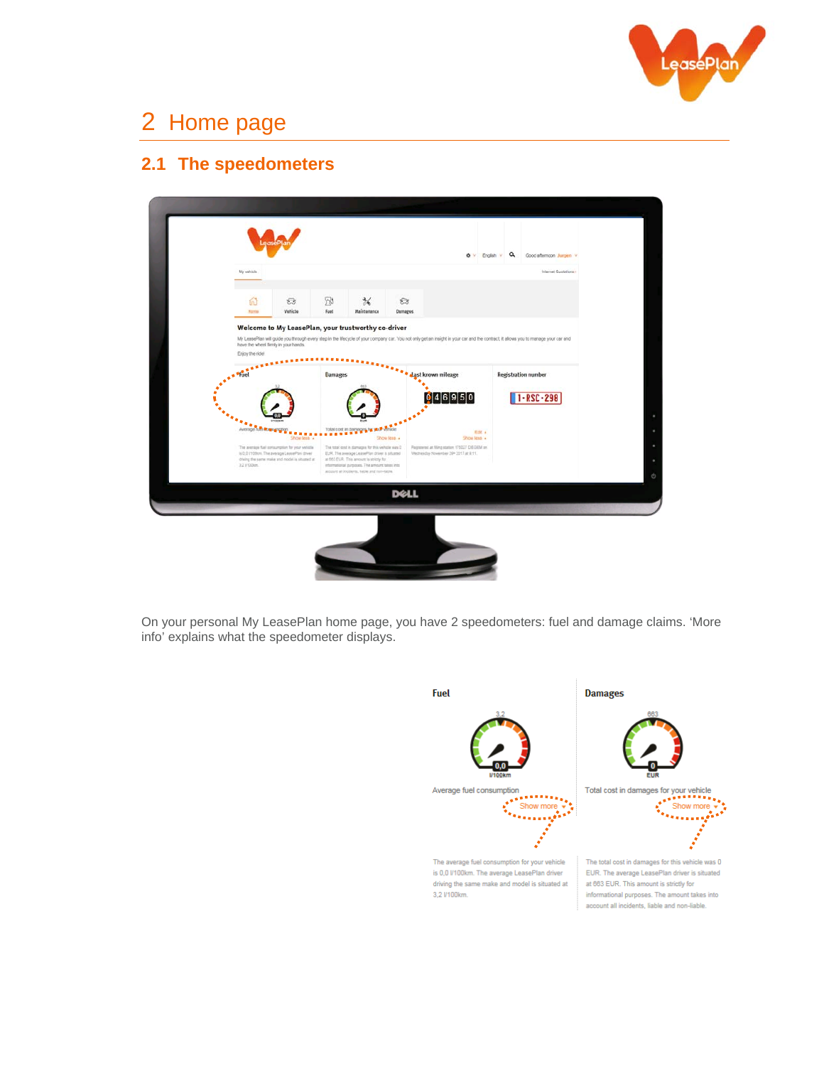# 2 Home page

## 2.1 The speedometers

On your personal My LeasePlan home page, you have 2 speedometers: fuel and damage claims. 'More info' explains what the speedometer displays.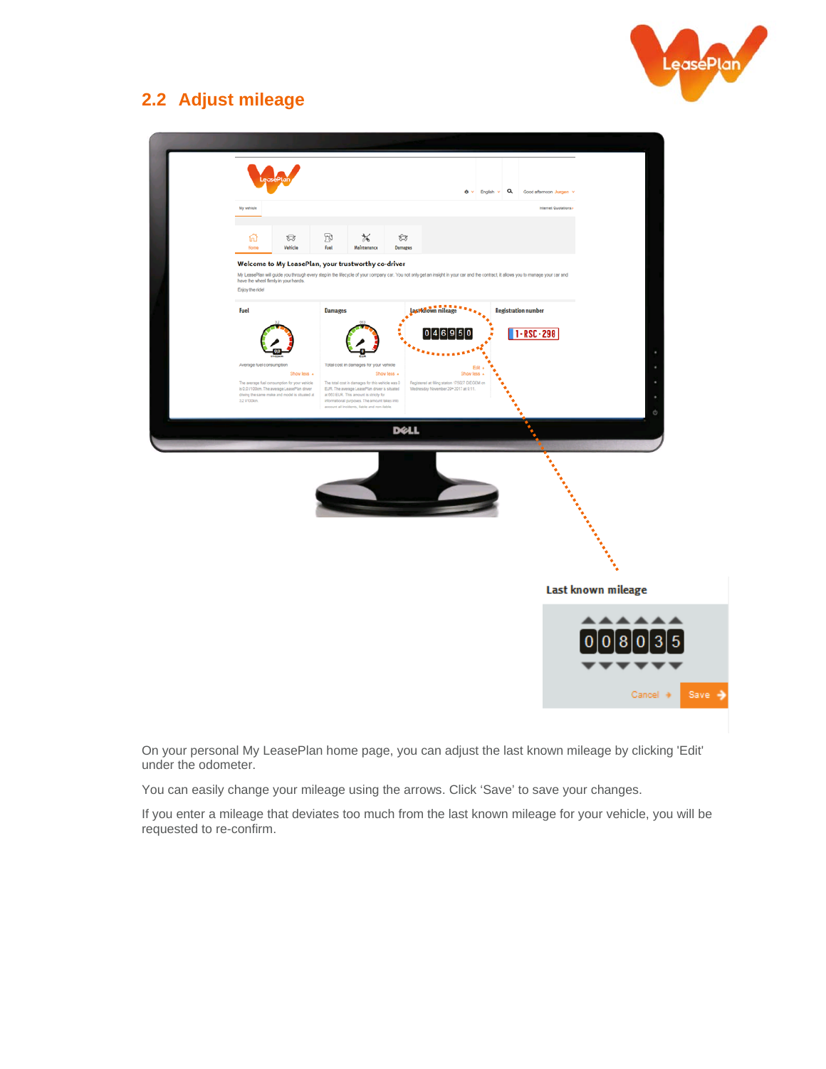## 2.2 Adjust mileage

On your personal My LeasePlan home page, you can adjust the last known mileage by clicking 'Edit' under the odometer.

You can easily change your mileage using the arrows. Click ‘Save’ to save your changes.

If you enter a mileage that deviates too much from the last known mileage for your vehicle, you will be requested to re-confirm.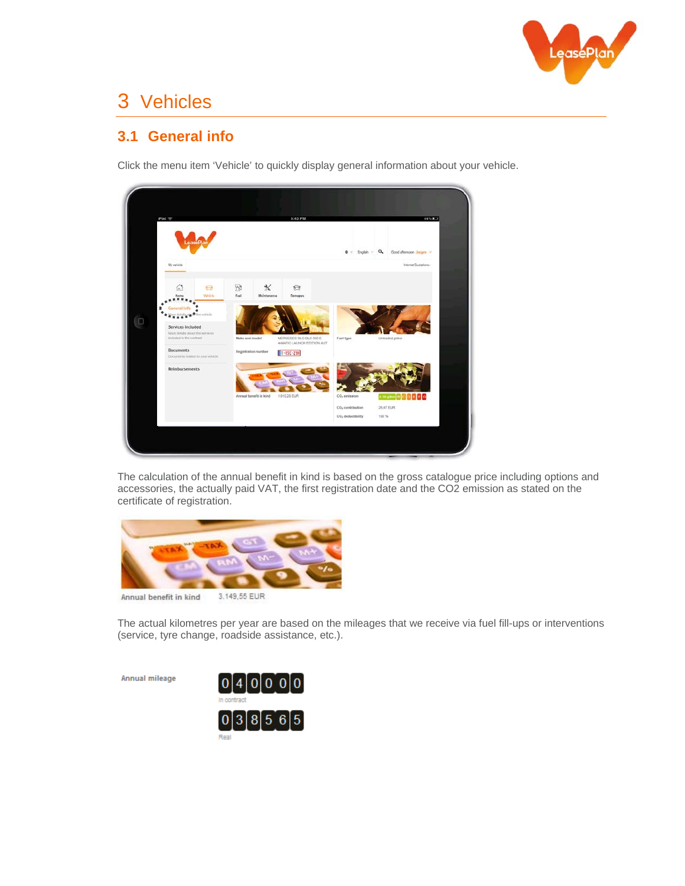# 3 Vehicles

## 3.1 General info

Click the menu item 'Vehicle' to quickly display general information about your vehicle.

The calculation of the annual benefit in kind is based on the gross catalogue price including options and accessories, the actually paid VAT, the first registration date and the CO2 emission as stated on the certificate of registration.

Annual benefit in kind 3.149,55 EUR

The actual kilometres per year are based on the mileages that we receive via fuel fill-ups or interventions (service, tyre change, roadside assistance, etc.).

Annual mileage

040000

In contract

038565

Real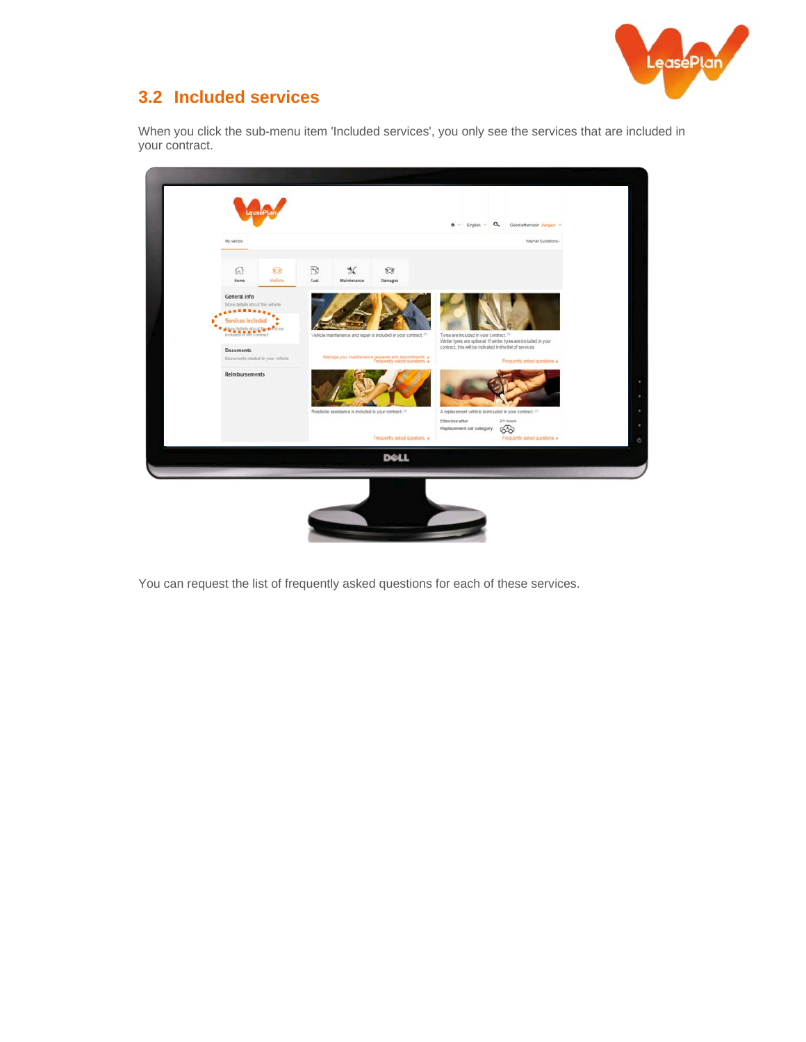## 3.2 Included services

When you click the sub-menu item 'Included services', you only see the services that are included in your contract.

You can request the list of frequently asked questions for each of these services.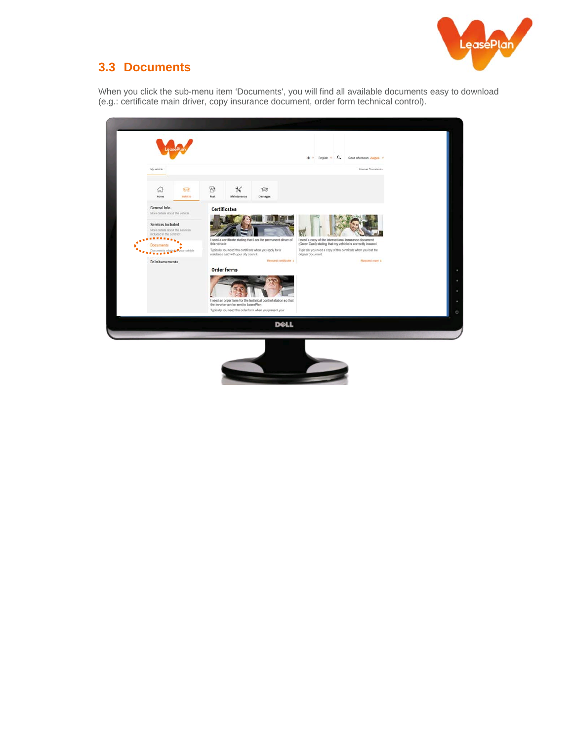## 3.3 Documents

When you click the sub-menu item 'Documents', you will find all available documents easy to download (e.g.: certificate main driver, copy insurance document, order form technical control).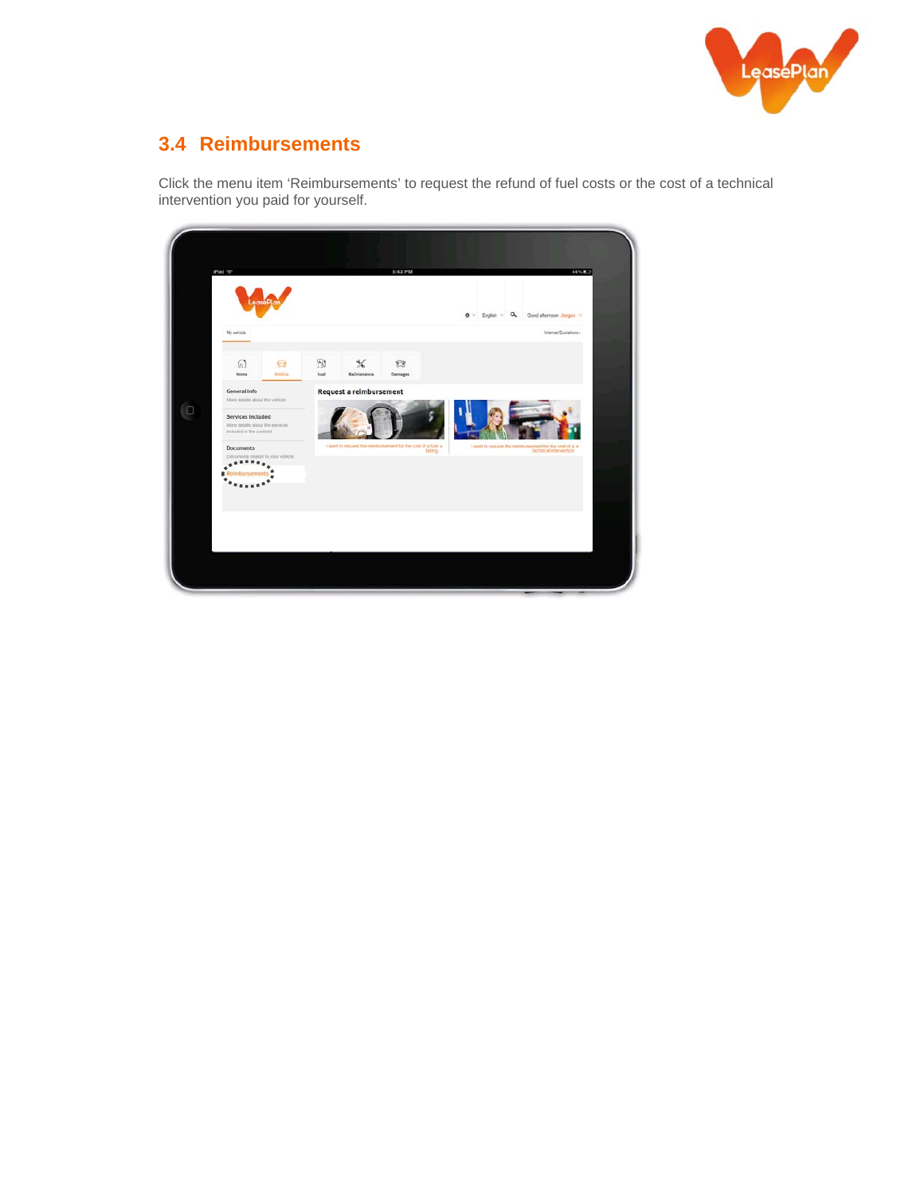## 3.4 Reimbursements

Click the menu item 'Reimbursements' to request the refund of fuel costs or the cost of a technical intervention you paid for yourself.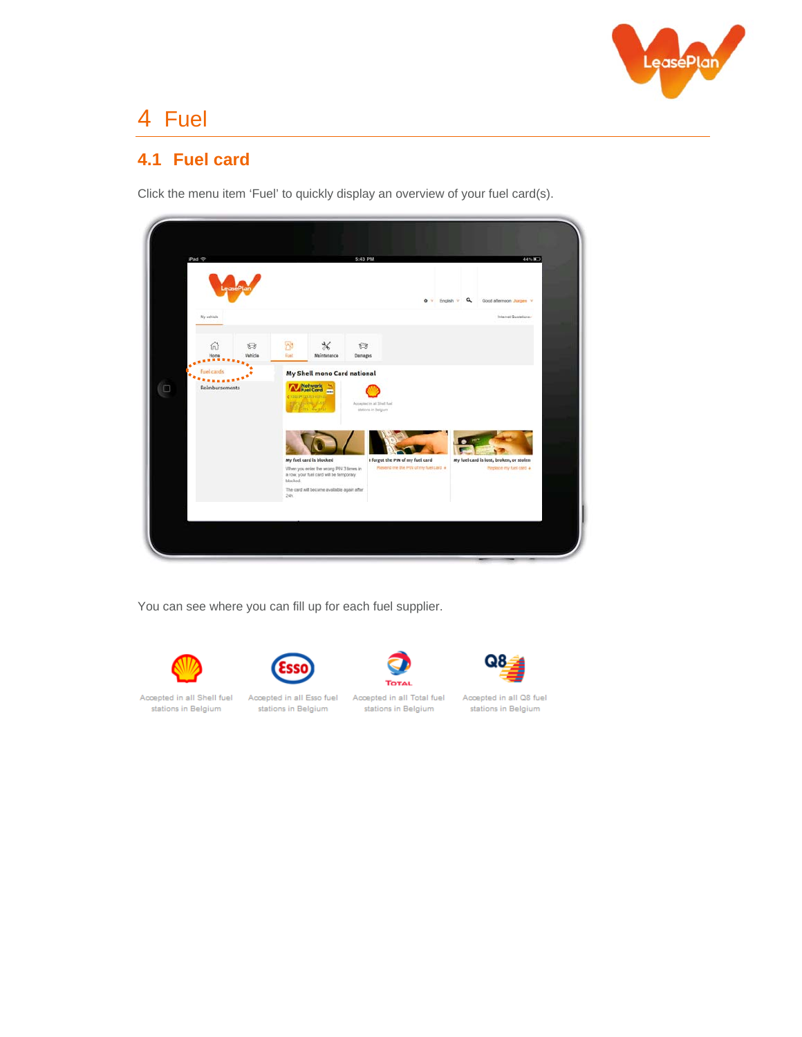# 4 Fuel

## 4.1 Fuel card

Click the menu item ‘Fuel’ to quickly display an overview of your fuel card(s).

You can see where you can fill up for each fuel supplier.

Accepted in all Shell fuel stations in Belgium

Accepted in all Esso fuel stations in Belgium

Accepted in all Total fuel stations in Belgium

Accepted in all Q8 fuel stations in Belgium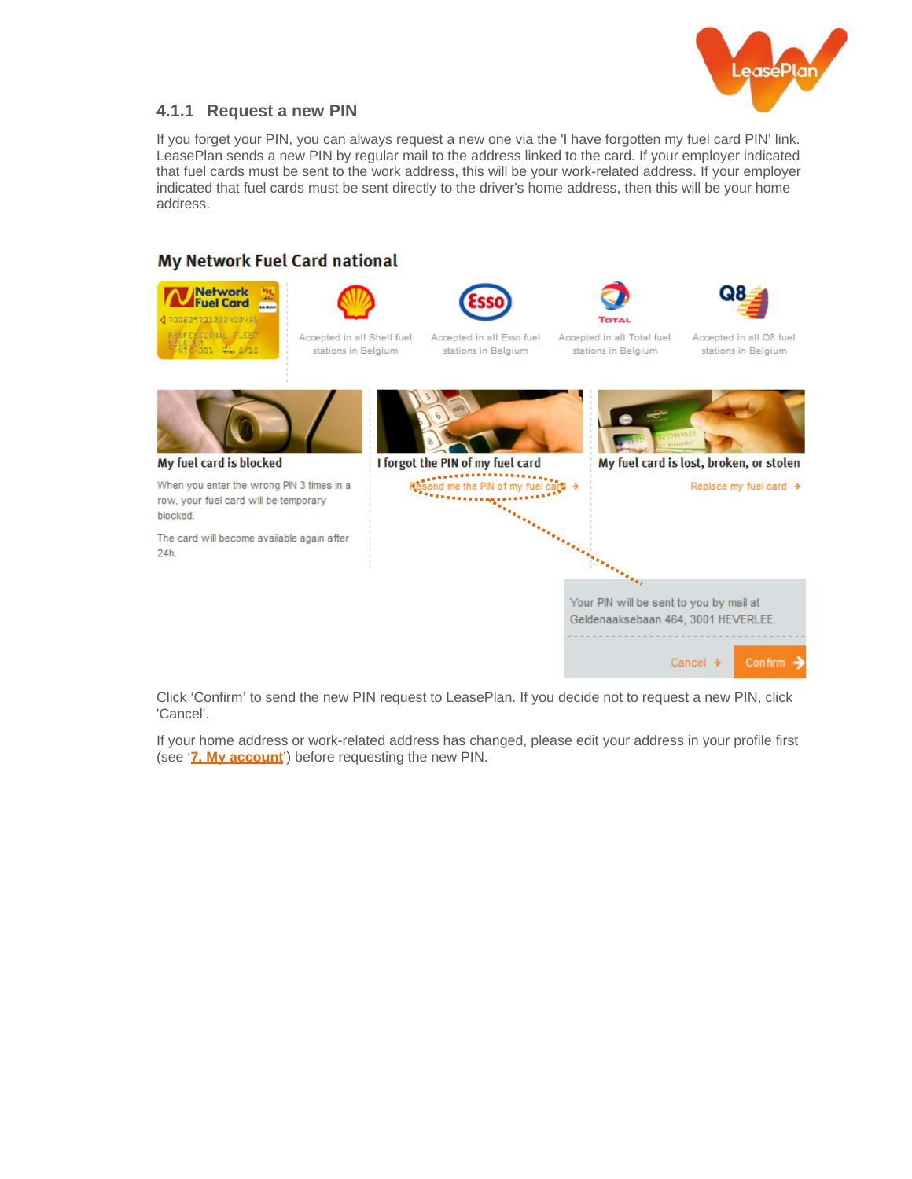### 4.1.1 Request a new PIN

If you forget your PIN, you can always request a new one via the 'I have forgotten my fuel card PIN' link. LeasePlan sends a new PIN by regular mail to the address linked to the card. If your employer indicated that fuel cards must be sent to the work address, this will be your work-related address. If your employer indicated that fuel cards must be sent directly to the driver's home address, then this will be your home address.

Click 'Confirm' to send the new PIN request to LeasePlan. If you decide not to request a new PIN, click 'Cancel'.

If your home address or work-related address has changed, please edit your address in your profile first (see '**7. My account**') before requesting the new PIN.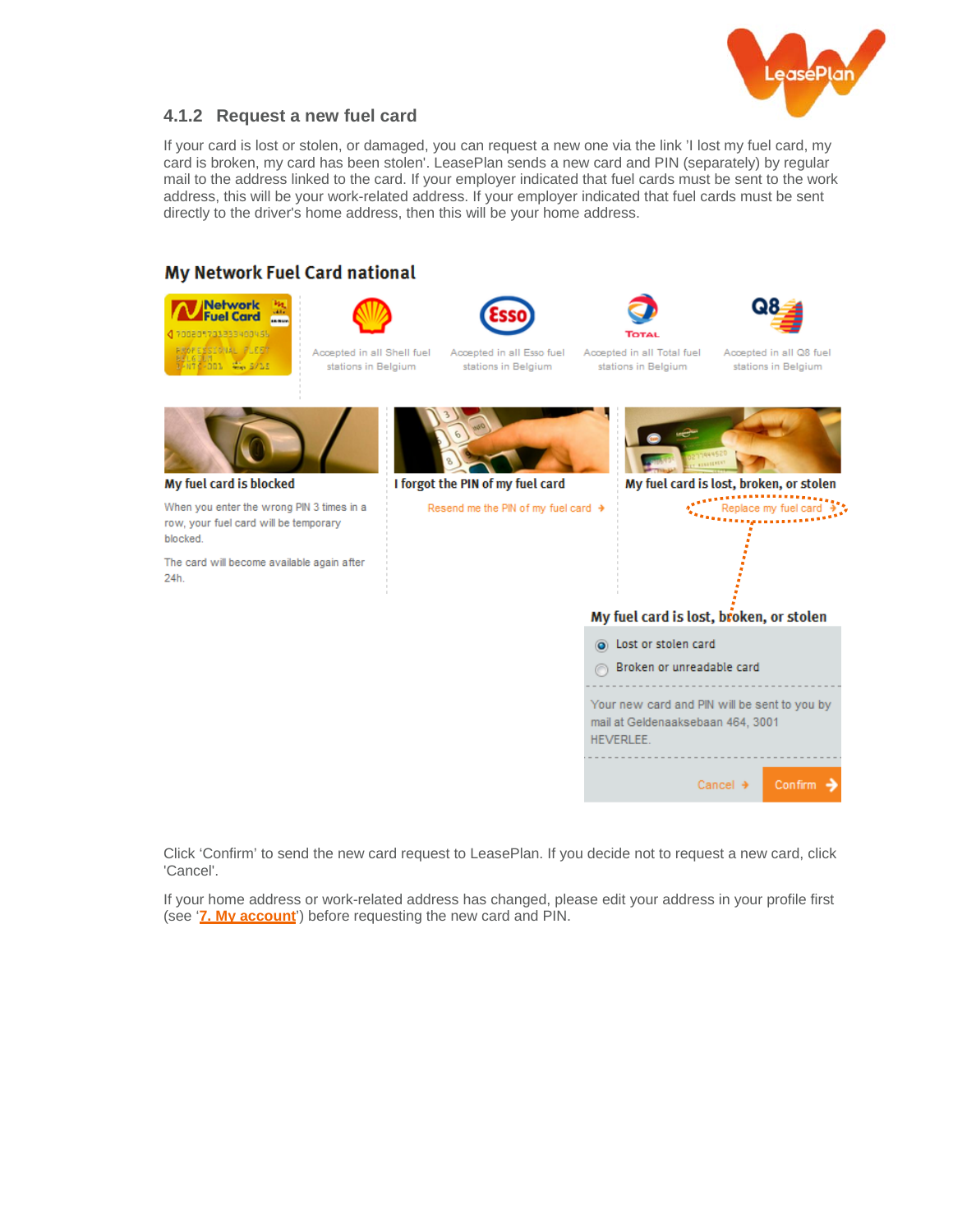### 4.1.2 Request a new fuel card

If your card is lost or stolen, or damaged, you can request a new one via the link 'I lost my fuel card, my card is broken, my card has been stolen'. LeasePlan sends a new card and PIN (separately) by regular mail to the address linked to the card. If your employer indicated that fuel cards must be sent to the work address, this will be your work-related address. If your employer indicated that fuel cards must be sent directly to the driver's home address, then this will be your home address.

**My Network Fuel Card national**

Accepted in all Shell fuel stations in Belgium

Accepted in all Esso fuel stations in Belgium

Accepted in all Total fuel stations in Belgium

Accepted in all Q8 fuel stations in Belgium

**My fuel card is blocked**

When you enter the wrong PIN 3 times in a row, your fuel card will be temporary blocked.

The card will become available again after 24h.

**I forgot the PIN of my fuel card**

Resend me the PIN of my fuel card →

**My fuel card is lost, broken, or stolen**

Replace my fuel card →

**My fuel card is lost, broken, or stolen**

- Lost or stolen card
- Broken or unreadable card

Your new card and PIN will be sent to you by mail at Geldenaaksebaan 464, 3001 HEVERLEE.

Cancel → Confirm →

Click 'Confirm' to send the new card request to LeasePlan. If you decide not to request a new card, click 'Cancel'.

If your home address or work-related address has changed, please edit your address in your profile first (see '7. My account') before requesting the new card and PIN.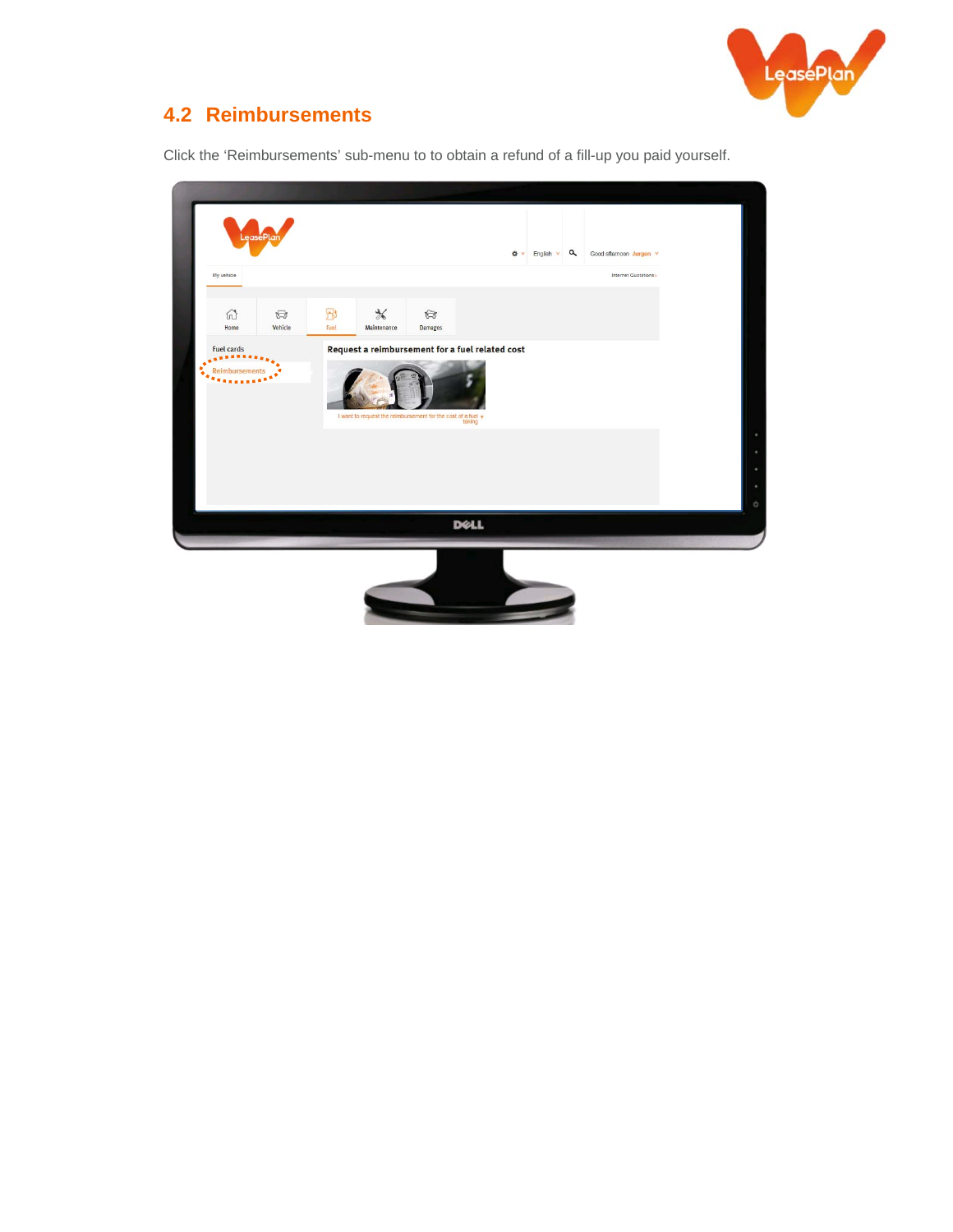## 4.2 Reimbursements

Click the ‘Reimbursements’ sub-menu to to obtain a refund of a fill-up you paid yourself.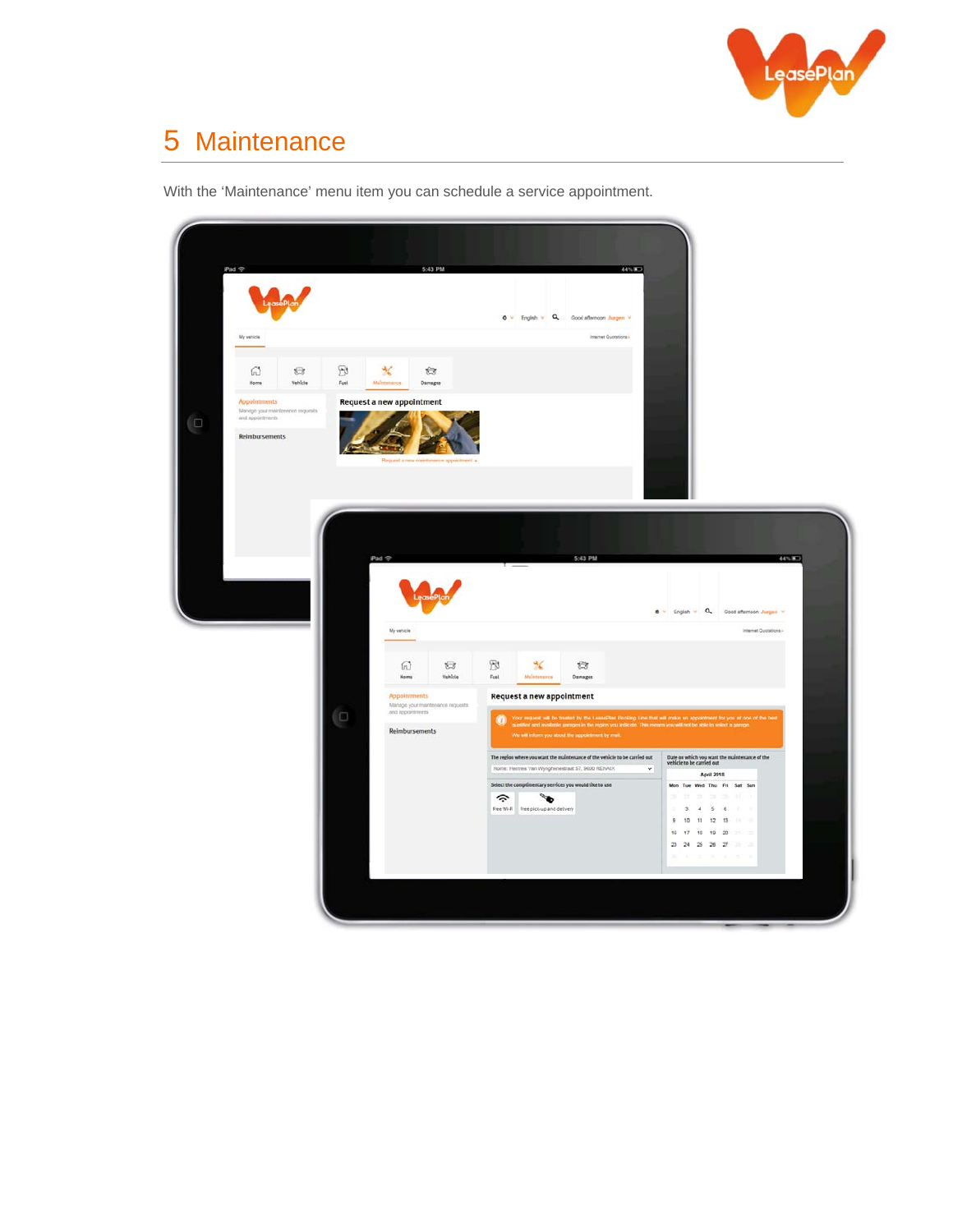# 5 Maintenance

With the 'Maintenance' menu item you can schedule a service appointment.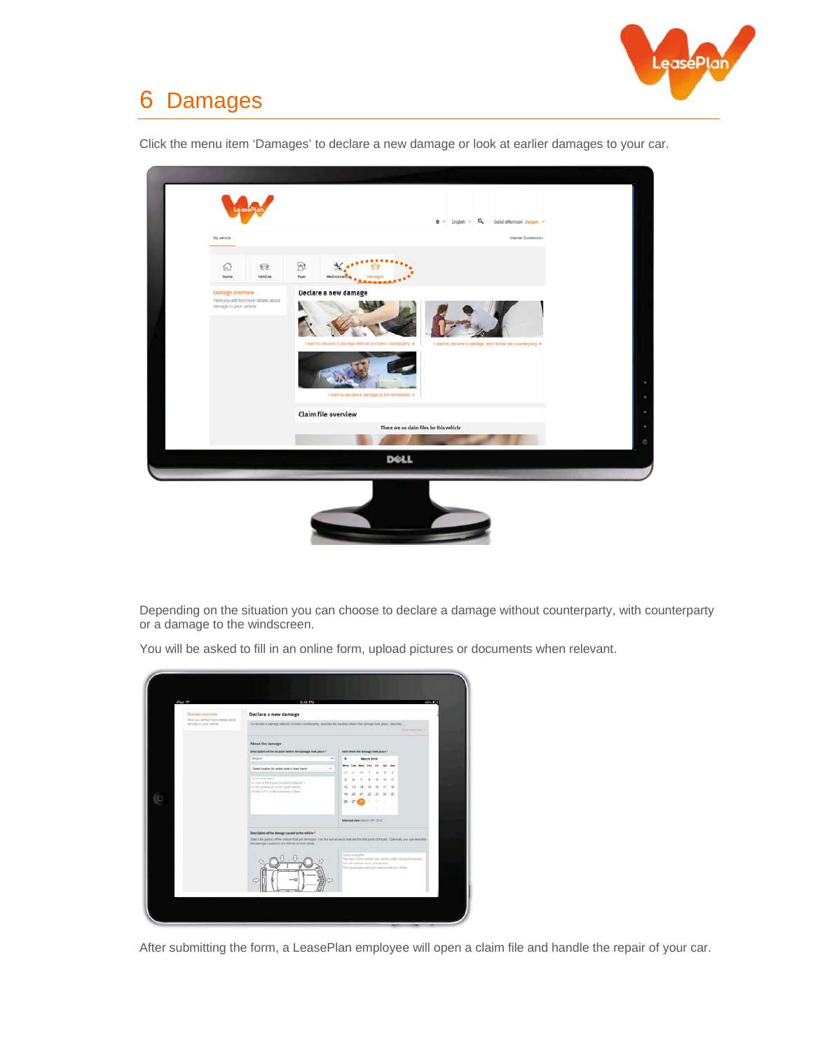# 6 Damages

Click the menu item 'Damages' to declare a new damage or look at earlier damages to your car.

Depending on the situation you can choose to declare a damage without counterparty, with counterparty or a damage to the windscreen.

You will be asked to fill in an online form, upload pictures or documents when relevant.

After submitting the form, a LeasePlan employee will open a claim file and handle the repair of your car.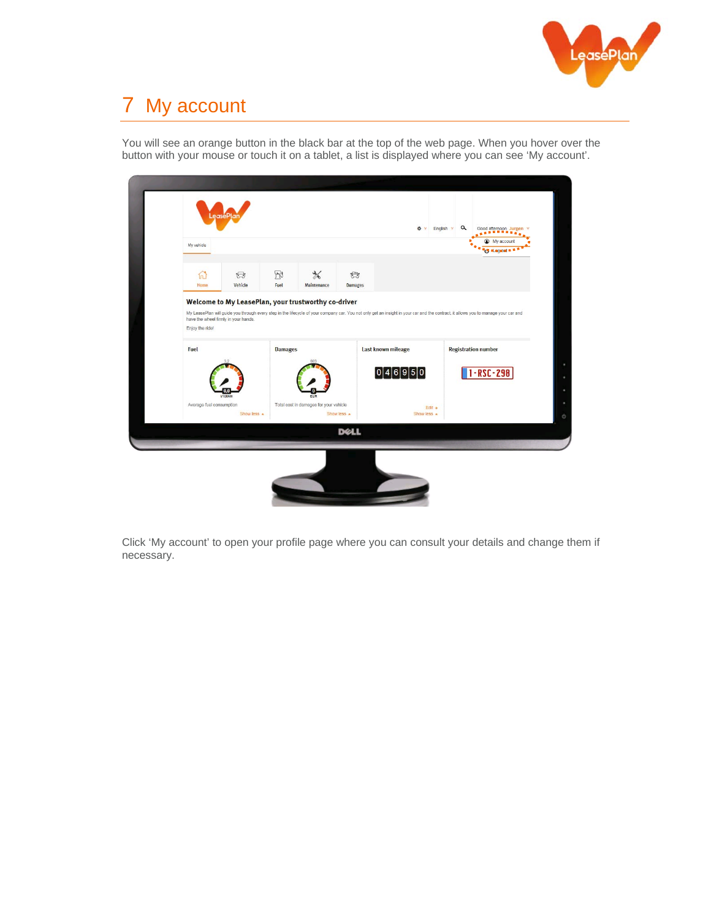# 7 My account

You will see an orange button in the black bar at the top of the web page. When you hover over the button with your mouse or touch it on a tablet, a list is displayed where you can see 'My account'.

Click 'My account' to open your profile page where you can consult your details and change them if necessary.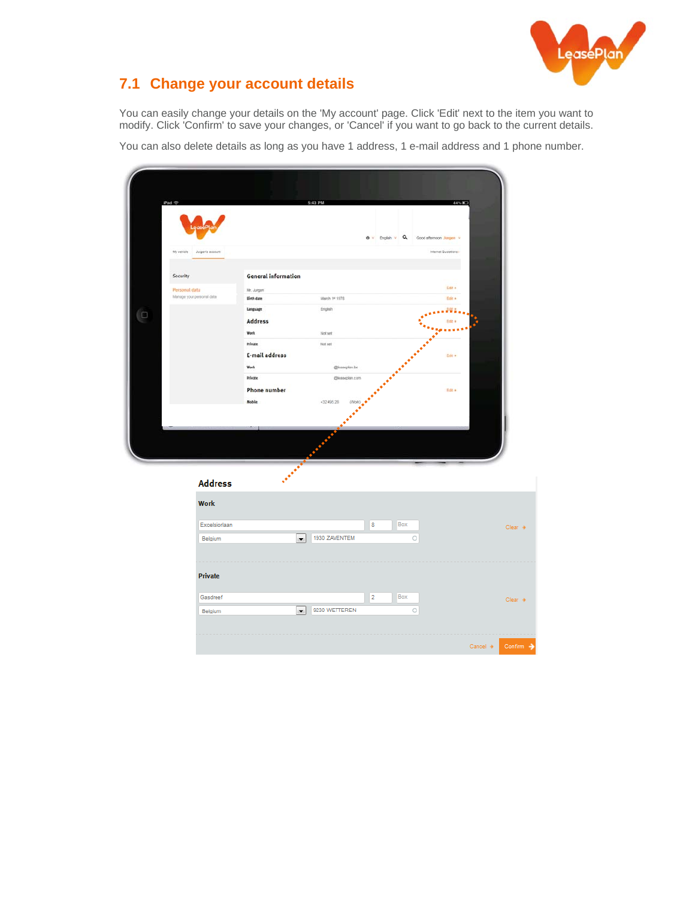## 7.1 Change your account details

You can easily change your details on the 'My account' page. Click 'Edit' next to the item you want to modify. Click 'Confirm' to save your changes, or 'Cancel' if you want to go back to the current details.

You can also delete details as long as you have 1 address, 1 e-mail address and 1 phone number.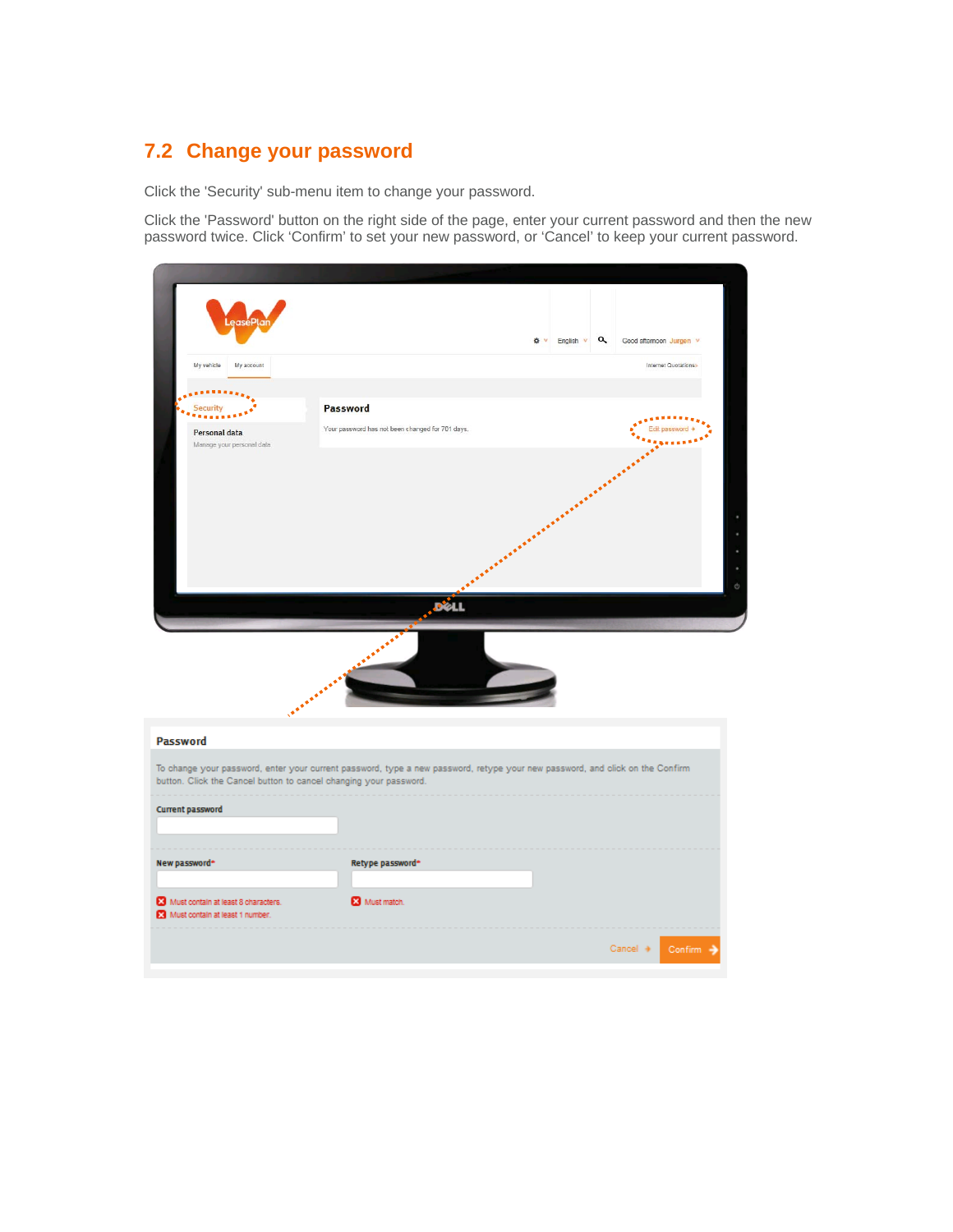## 7.2 Change your password

Click the 'Security' sub-menu item to change your password.

Click the 'Password' button on the right side of the page, enter your current password and then the new password twice. Click ‘Confirm’ to set your new password, or ‘Cancel’ to keep your current password.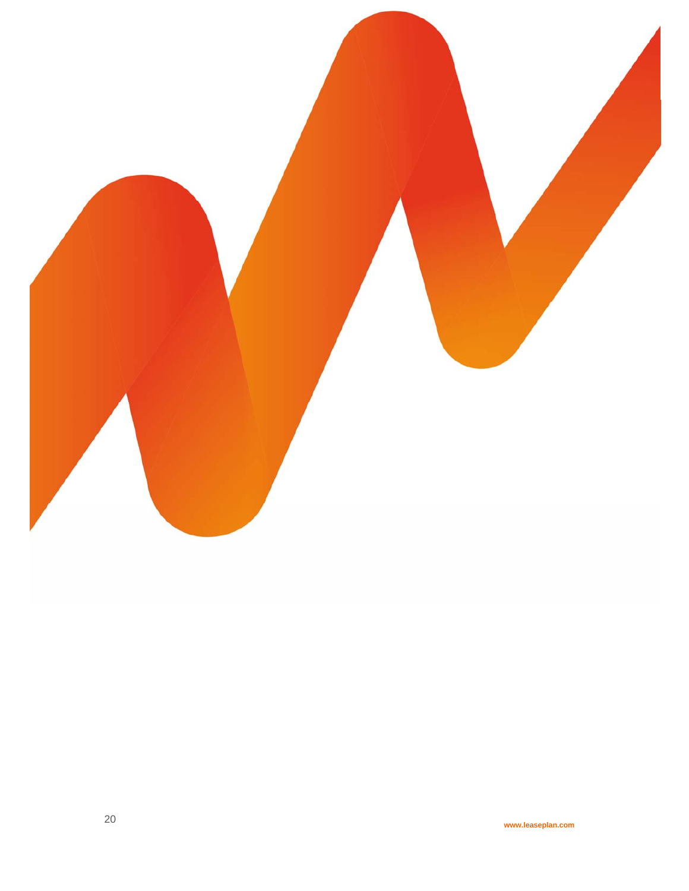www.leaseplan.com